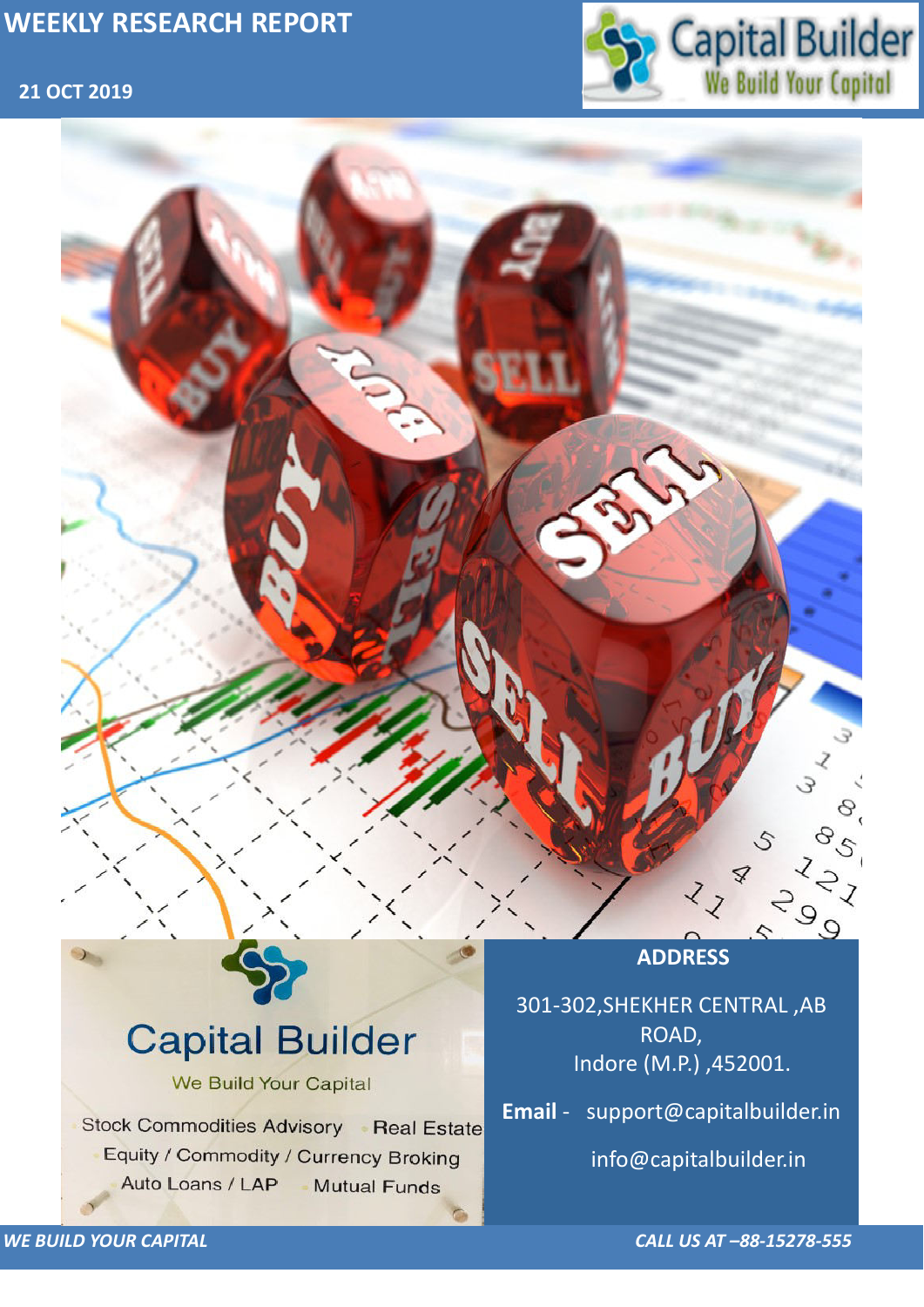# WEEKLY RESEARCH REPORT

**21 OCT 2019**

Capital Builder
We Build Your Capital

Capital Builder

We Build Your Capital

- Stock Commodities Advisory
- Real Estate
- Equity / Commodity / Currency Broking
- Auto Loans / LAP
- Mutual Funds

## ADDRESS

301-302,SHEKHER CENTRAL ,AB ROAD,
Indore (M.P.) ,452001.

**Email** - support@capitalbuilder.in

info@capitalbuilder.in

*WE BUILD YOUR CAPITAL*

*CALL US AT –88-15278-555*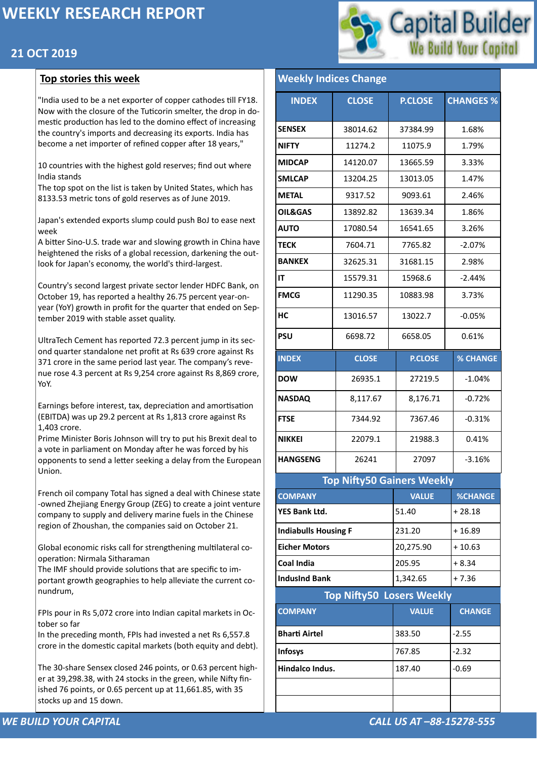# WEEKLY RESEARCH REPORT

## 21 OCT 2019

Capital Builder
We Build Your Capital

## Top stories this week

"India used to be a net exporter of copper cathodes till FY18. Now with the closure of the Tuticorin smelter, the drop in domestic production has led to the domino effect of increasing the country's imports and decreasing its exports. India has become a net importer of refined copper after 18 years,"

10 countries with the highest gold reserves; find out where India stands
The top spot on the list is taken by United States, which has 8133.53 metric tons of gold reserves as of June 2019.

Japan's extended exports slump could push BoJ to ease next week
A bitter Sino-U.S. trade war and slowing growth in China have heightened the risks of a global recession, darkening the outlook for Japan's economy, the world's third-largest.

Country's second largest private sector lender HDFC Bank, on October 19, has reported a healthy 26.75 percent year-on-year (YoY) growth in profit for the quarter that ended on September 2019 with stable asset quality.

UltraTech Cement has reported 72.3 percent jump in its second quarter standalone net profit at Rs 639 crore against Rs 371 crore in the same period last year. The company's revenue rose 4.3 percent at Rs 9,254 crore against Rs 8,869 crore, YoY.

Earnings before interest, tax, depreciation and amortisation (EBITDA) was up 29.2 percent at Rs 1,813 crore against Rs 1,403 crore.
Prime Minister Boris Johnson will try to put his Brexit deal to a vote in parliament on Monday after he was forced by his opponents to send a letter seeking a delay from the European Union.

French oil company Total has signed a deal with Chinese state-owned Zhejiang Energy Group (ZEG) to create a joint venture company to supply and delivery marine fuels in the Chinese region of Zhoushan, the companies said on October 21.

Global economic risks call for strengthening multilateral cooperation: Nirmala Sitharaman
The IMF should provide solutions that are specific to important growth geographies to help alleviate the current conundrum,

FPIs pour in Rs 5,072 crore into Indian capital markets in October so far
In the preceding month, FPIs had invested a net Rs 6,557.8 crore in the domestic capital markets (both equity and debt).

The 30-share Sensex closed 246 points, or 0.63 percent higher at 39,298.38, with 24 stocks in the green, while Nifty finished 76 points, or 0.65 percent up at 11,661.85, with 35 stocks up and 15 down.

## Weekly Indices Change

| INDEX | CLOSE | P.CLOSE | CHANGES % |
|---|---|---|---|
| SENSEX | 38014.62 | 37384.99 | 1.68% |
| NIFTY | 11274.2 | 11075.9 | 1.79% |
| MIDCAP | 14120.07 | 13665.59 | 3.33% |
| SMLCAP | 13204.25 | 13013.05 | 1.47% |
| METAL | 9317.52 | 9093.61 | 2.46% |
| OIL&GAS | 13892.82 | 13639.34 | 1.86% |
| AUTO | 17080.54 | 16541.65 | 3.26% |
| TECK | 7604.71 | 7765.82 | -2.07% |
| BANKEX | 32625.31 | 31681.15 | 2.98% |
| IT | 15579.31 | 15968.6 | -2.44% |
| FMCG | 11290.35 | 10883.98 | 3.73% |
| HC | 13016.57 | 13022.7 | -0.05% |
| PSU | 6698.72 | 6658.05 | 0.61% |

| INDEX | CLOSE | P.CLOSE | % CHANGE |
|---|---|---|---|
| DOW | 26935.1 | 27219.5 | -1.04% |
| NASDAQ | 8,117.67 | 8,176.71 | -0.72% |
| FTSE | 7344.92 | 7367.46 | -0.31% |
| NIKKEI | 22079.1 | 21988.3 | 0.41% |
| HANGSENG | 26241 | 27097 | -3.16% |

## Top Nifty50 Gainers Weekly

| COMPANY | VALUE | %CHANGE |
|---|---|---|
| YES Bank Ltd. | 51.40 | + 28.18 |
| Indiabulls Housing F | 231.20 | + 16.89 |
| Eicher Motors | 20,275.90 | + 10.63 |
| Coal India | 205.95 | + 8.34 |
| IndusInd Bank | 1,342.65 | + 7.36 |

## Top Nifty50 Losers Weekly

| COMPANY | VALUE | CHANGE |
|---|---|---|
| Bharti Airtel | 383.50 | -2.55 |
| Infosys | 767.85 | -2.32 |
| Hindalco Indus. | 187.40 | -0.69 |
| | | |
| | | |

*WE BUILD YOUR CAPITAL* — *CALL US AT –88-15278-555*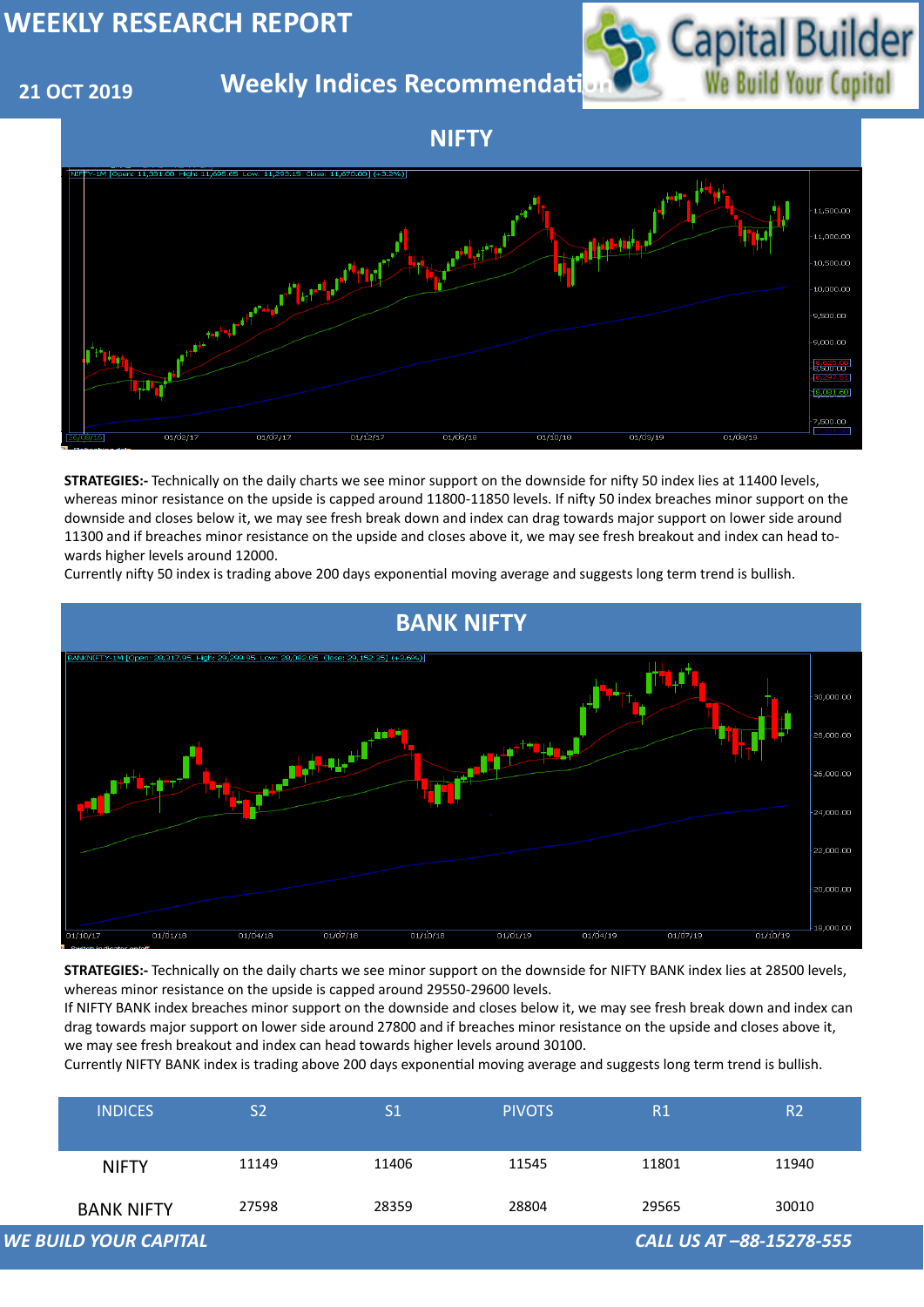# WEEKLY RESEARCH REPORT

**21 OCT 2019**

## Weekly Indices Recommendation

## NIFTY

**STRATEGIES:-** Technically on the daily charts we see minor support on the downside for nifty 50 index lies at 11400 levels, whereas minor resistance on the upside is capped around 11800-11850 levels. If nifty 50 index breaches minor support on the downside and closes below it, we may see fresh break down and index can drag towards major support on lower side around 11300 and if breaches minor resistance on the upside and closes above it, we may see fresh breakout and index can head towards higher levels around 12000.

Currently nifty 50 index is trading above 200 days exponential moving average and suggests long term trend is bullish.

## BANK NIFTY

**STRATEGIES:-** Technically on the daily charts we see minor support on the downside for NIFTY BANK index lies at 28500 levels, whereas minor resistance on the upside is capped around 29550-29600 levels.

If NIFTY BANK index breaches minor support on the downside and closes below it, we may see fresh break down and index can drag towards major support on lower side around 27800 and if breaches minor resistance on the upside and closes above it, we may see fresh breakout and index can head towards higher levels around 30100.

Currently NIFTY BANK index is trading above 200 days exponential moving average and suggests long term trend is bullish.

| INDICES | S2 | S1 | PIVOTS | R1 | R2 |
|---|---|---|---|---|---|
| NIFTY | 11149 | 11406 | 11545 | 11801 | 11940 |
| BANK NIFTY | 27598 | 28359 | 28804 | 29565 | 30010 |

*WE BUILD YOUR CAPITAL* — *CALL US AT –88-15278-555*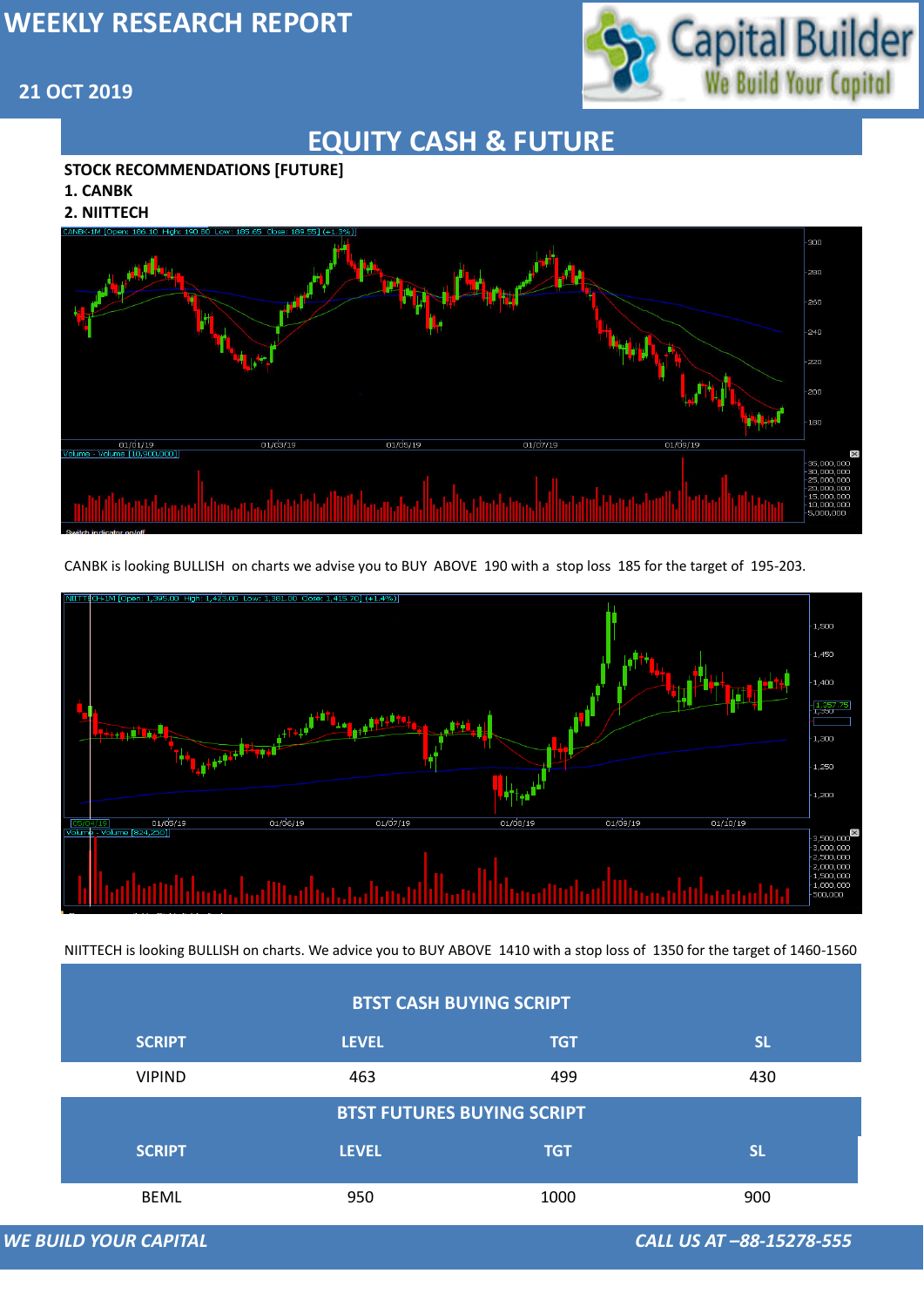# WEEKLY RESEARCH REPORT

21 OCT 2019

## EQUITY CASH & FUTURE

**STOCK RECOMMENDATIONS [FUTURE]**

**1. CANBK**

**2. NIITTECH**

CANBK is looking BULLISH on charts we advise you to BUY ABOVE 190 with a stop loss 185 for the target of 195-203.

NIITTECH is looking BULLISH on charts. We advice you to BUY ABOVE 1410 with a stop loss of 1350 for the target of 1460-1560

| BTST CASH BUYING SCRIPT | | | |
|---|---|---|---|
| SCRIPT | LEVEL | TGT | SL |
| VIPIND | 463 | 499 | 430 |

| BTST FUTURES BUYING SCRIPT | | | |
|---|---|---|---|
| SCRIPT | LEVEL | TGT | SL |
| BEML | 950 | 1000 | 900 |

*WE BUILD YOUR CAPITAL* *CALL US AT –88-15278-555*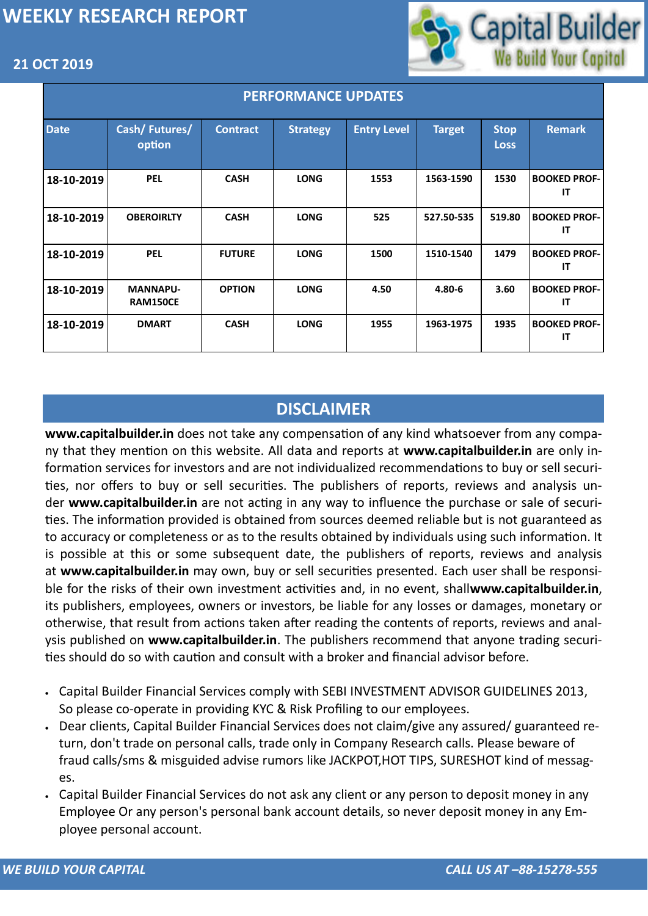# WEEKLY RESEARCH REPORT

**21 OCT 2019**

## PERFORMANCE UPDATES

| Date | Cash/ Futures/ option | Contract | Strategy | Entry Level | Target | Stop Loss | Remark |
|---|---|---|---|---|---|---|---|
| 18-10-2019 | PEL | CASH | LONG | 1553 | 1563-1590 | 1530 | BOOKED PROFIT |
| 18-10-2019 | OBEROIRLTY | CASH | LONG | 525 | 527.50-535 | 519.80 | BOOKED PROFIT |
| 18-10-2019 | PEL | FUTURE | LONG | 1500 | 1510-1540 | 1479 | BOOKED PROFIT |
| 18-10-2019 | MANNAPURAM150CE | OPTION | LONG | 4.50 | 4.80-6 | 3.60 | BOOKED PROFIT |
| 18-10-2019 | DMART | CASH | LONG | 1955 | 1963-1975 | 1935 | BOOKED PROFIT |

## DISCLAIMER

**www.capitalbuilder.in** does not take any compensation of any kind whatsoever from any company that they mention on this website. All data and reports at **www.capitalbuilder.in** are only information services for investors and are not individualized recommendations to buy or sell securities, nor offers to buy or sell securities. The publishers of reports, reviews and analysis under **www.capitalbuilder.in** are not acting in any way to influence the purchase or sale of securities. The information provided is obtained from sources deemed reliable but is not guaranteed as to accuracy or completeness or as to the results obtained by individuals using such information. It is possible at this or some subsequent date, the publishers of reports, reviews and analysis at **www.capitalbuilder.in** may own, buy or sell securities presented. Each user shall be responsible for the risks of their own investment activities and, in no event, shall**www.capitalbuilder.in**, its publishers, employees, owners or investors, be liable for any losses or damages, monetary or otherwise, that result from actions taken after reading the contents of reports, reviews and analysis published on **www.capitalbuilder.in**. The publishers recommend that anyone trading securities should do so with caution and consult with a broker and financial advisor before.

- Capital Builder Financial Services comply with SEBI INVESTMENT ADVISOR GUIDELINES 2013, So please co-operate in providing KYC & Risk Profiling to our employees.
- Dear clients, Capital Builder Financial Services does not claim/give any assured/ guaranteed return, don't trade on personal calls, trade only in Company Research calls. Please beware of fraud calls/sms & misguided advise rumors like JACKPOT,HOT TIPS, SURESHOT kind of messages.
- Capital Builder Financial Services do not ask any client or any person to deposit money in any Employee Or any person's personal bank account details, so never deposit money in any Employee personal account.

*WE BUILD YOUR CAPITAL* *CALL US AT –88-15278-555*